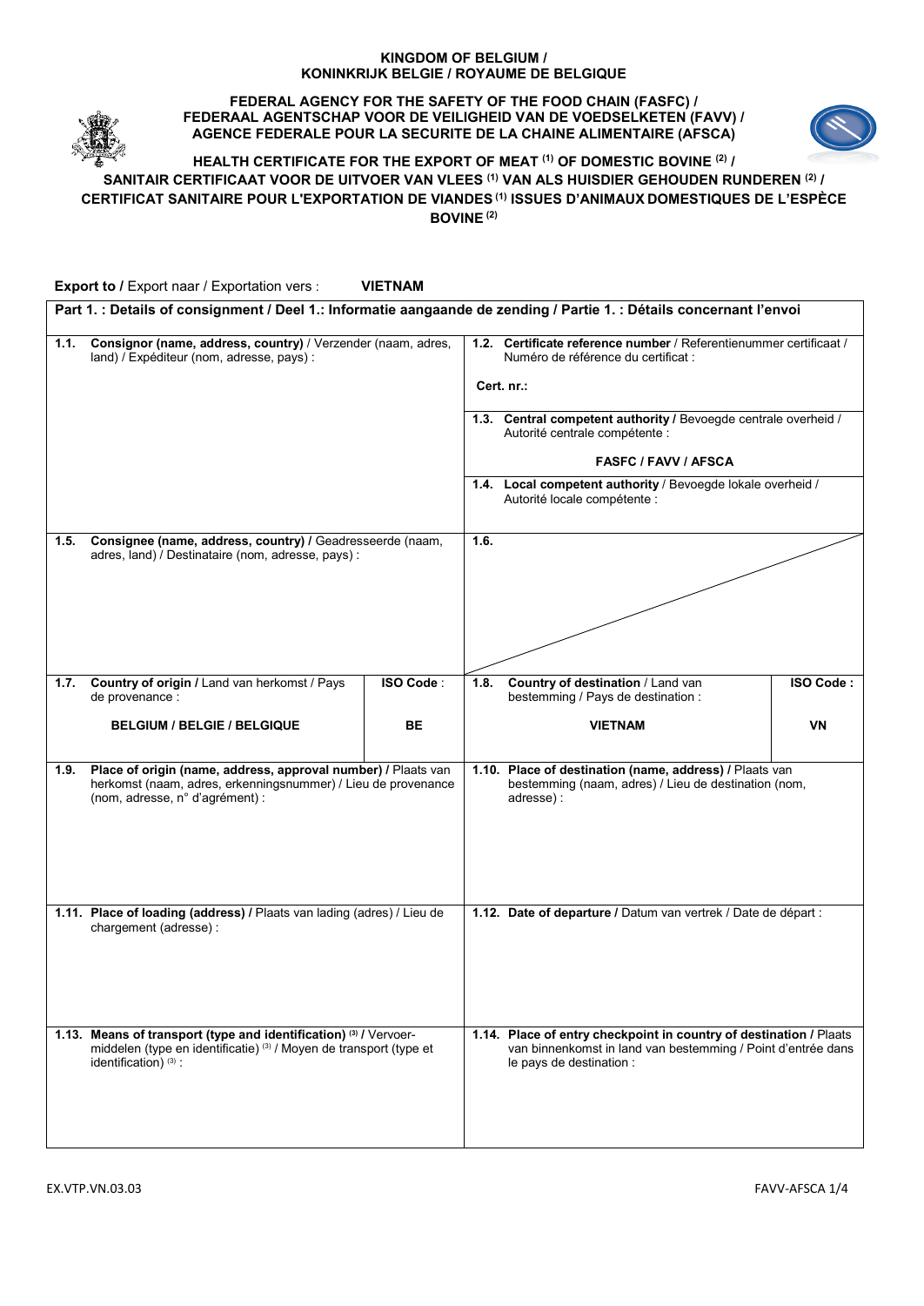**KINGDOM OF BELGIUM /**
**KONINKRIJK BELGIE / ROYAUME DE BELGIQUE**

**FEDERAL AGENCY FOR THE SAFETY OF THE FOOD CHAIN (FASFC) /**
**FEDERAAL AGENTSCHAP VOOR DE VEILIGHEID VAN DE VOEDSELKETEN (FAVV) /**
**AGENCE FEDERALE POUR LA SECURITE DE LA CHAINE ALIMENTAIRE (AFSCA)**

# HEALTH CERTIFICATE FOR THE EXPORT OF MEAT (1) OF DOMESTIC BOVINE (2) / SANITAIR CERTIFICAAT VOOR DE UITVOER VAN VLEES (1) VAN ALS HUISDIER GEHOUDEN RUNDEREN (2) / CERTIFICAT SANITAIRE POUR L'EXPORTATION DE VIANDES (1) ISSUES D'ANIMAUX DOMESTIQUES DE L'ESPÈCE BOVINE (2)

**Export to /** Export naar / Exportation vers : **VIETNAM**

## Part 1. : Details of consignment / Deel 1.: Informatie aangaande de zending / Partie 1. : Détails concernant l'envoi

| | |
|---|---|
| **1.1. Consignor (name, address, country)** / Verzender (naam, adres, land) / Expéditeur (nom, adresse, pays) : | **1.2. Certificate reference number** / Referentienummer certificaat / Numéro de référence du certificat : **Cert. nr.:** <br> **1.3. Central competent authority** / Bevoegde centrale overheid / Autorité centrale compétente : **FASFC / FAVV / AFSCA** <br> **1.4. Local competent authority** / Bevoegde lokale overheid / Autorité locale compétente : |
| **1.5. Consignee (name, address, country) /** Geadresseerde (naam, adres, land) / Destinataire (nom, adresse, pays) : | **1.6.** |
| **1.7. Country of origin /** Land van herkomst / Pays de provenance : **BELGIUM / BELGIE / BELGIQUE** — **ISO Code** : **BE** | **1.8. Country of destination** / Land van bestemming / Pays de destination : **VIETNAM** — **ISO Code :** **VN** |
| **1.9. Place of origin (name, address, approval number) /** Plaats van herkomst (naam, adres, erkenningsnummer) / Lieu de provenance (nom, adresse, n° d'agrément) : | **1.10. Place of destination (name, address) /** Plaats van bestemming (naam, adres) / Lieu de destination (nom, adresse) : |
| **1.11. Place of loading (address) /** Plaats van lading (adres) / Lieu de chargement (adresse) : | **1.12. Date of departure /** Datum van vertrek / Date de départ : |
| **1.13. Means of transport (type and identification)** (3) **/** Vervoermiddelen (type en identificatie) (3) / Moyen de transport (type et identification) (3) : | **1.14. Place of entry checkpoint in country of destination /** Plaats van binnenkomst in land van bestemming / Point d'entrée dans le pays de destination : |

EX.VTP.VN.03.03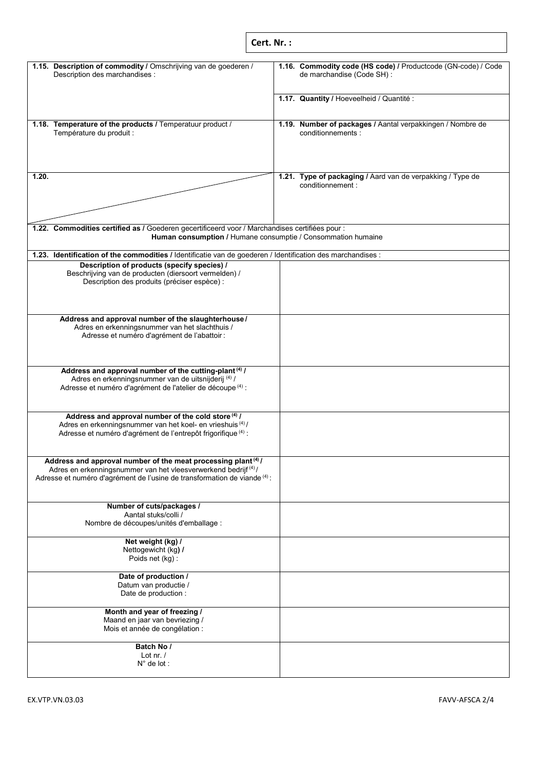**Cert. Nr. :**

| | |
|---|---|
| **1.15. Description of commodity /** Omschrijving van de goederen / Description des marchandises : | **1.16. Commodity code (HS code) /** Productcode (GN-code) / Code de marchandise (Code SH) : |
| | **1.17. Quantity /** Hoeveelheid / Quantité : |
| **1.18. Temperature of the products /** Temperatuur product / Température du produit : | **1.19. Number of packages /** Aantal verpakkingen / Nombre de conditionnements : |
| **1.20.** | **1.21. Type of packaging /** Aard van de verpakking / Type de conditionnement : |

**1.22. Commodities certified as /** Goederen gecertificeerd voor / Marchandises certifiées pour :
**Human consumption /** Humane consumptie / Consommation humaine

**1.23. Identification of the commodities /** Identificatie van de goederen / Identification des marchandises :

| | |
|---|---|
| **Description of products (specify species) /** Beschrijving van de producten (diersoort vermelden) / Description des produits (préciser espèce) : | |
| **Address and approval number of the slaughterhouse /** Adres en erkenningsnummer van het slachthuis / Adresse et numéro d'agrément de l'abattoir : | |
| **Address and approval number of the cutting-plant [(4)] /** Adres en erkenningsnummer van de uitsnijderij [(4)] / Adresse et numéro d'agrément de l'atelier de découpe [(4)] : | |
| **Address and approval number of the cold store [(4)] /** Adres en erkenningsnummer van het koel- en vrieshuis [(4)] / Adresse et numéro d'agrément de l'entrepôt frigorifique [(4)] : | |
| **Address and approval number of the meat processing plant [(4)] /** Adres en erkenningsnummer van het vleesverwerkend bedrijf [(4)] / Adresse et numéro d'agrément de l'usine de transformation de viande [(4)] : | |
| **Number of cuts/packages /** Aantal stuks/colli / Nombre de découpes/unités d'emballage : | |
| **Net weight (kg) /** Nettogewicht (kg) / Poids net (kg) : | |
| **Date of production /** Datum van productie / Date de production : | |
| **Month and year of freezing /** Maand en jaar van bevriezing / Mois et année de congélation : | |
| **Batch No /** Lot nr. / N° de lot : | |

EX.VTP.VN.03.03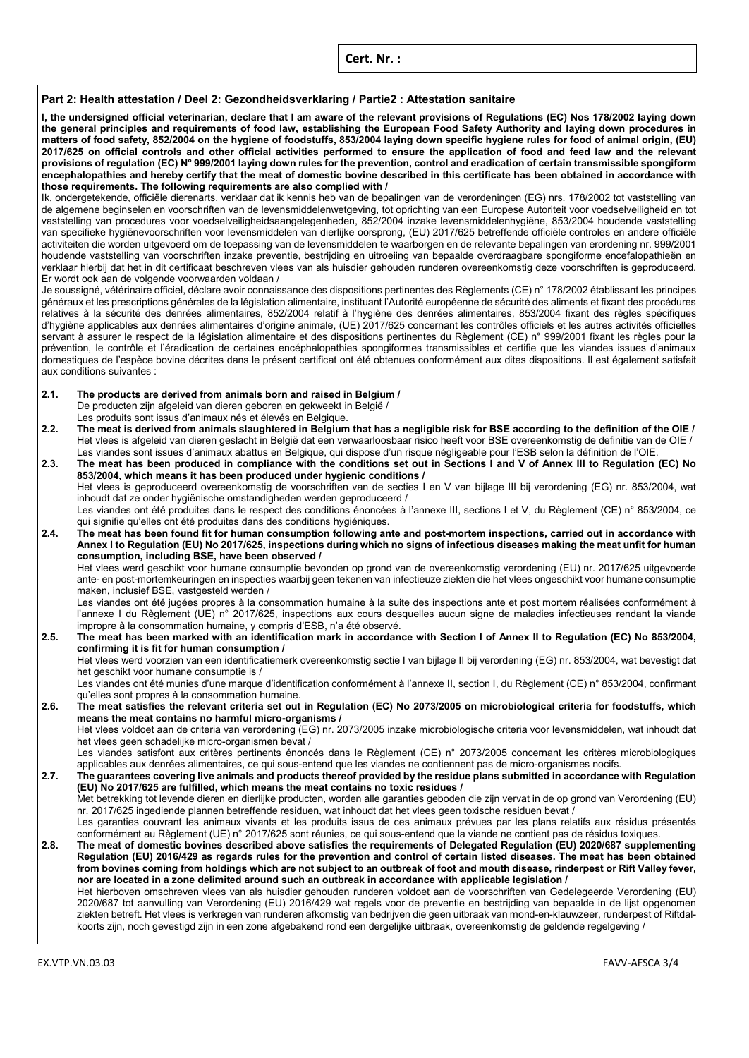**Cert. Nr. :**

## Part 2: Health attestation / Deel 2: Gezondheidsverklaring / Partie2 : Attestation sanitaire

**I, the undersigned official veterinarian, declare that I am aware of the relevant provisions of Regulations (EC) Nos 178/2002 laying down the general principles and requirements of food law, establishing the European Food Safety Authority and laying down procedures in matters of food safety, 852/2004 on the hygiene of foodstuffs, 853/2004 laying down specific hygiene rules for food of animal origin, (EU) 2017/625 on official controls and other official activities performed to ensure the application of food and feed law and the relevant provisions of regulation (EC) N° 999/2001 laying down rules for the prevention, control and eradication of certain transmissible spongiform encephalopathies and hereby certify that the meat of domestic bovine described in this certificate has been obtained in accordance with those requirements. The following requirements are also complied with /**

Ik, ondergetekende, officiële dierenarts, verklaar dat ik kennis heb van de bepalingen van de verordeningen (EG) nrs. 178/2002 tot vaststelling van de algemene beginselen en voorschriften van de levensmiddelenwetgeving, tot oprichting van een Europese Autoriteit voor voedselveiligheid en tot vaststelling van procedures voor voedselveiligheidsaangelegenheden, 852/2004 inzake levensmiddelenhygiëne, 853/2004 houdende vaststelling van specifieke hygiënevoorschriften voor levensmiddelen van dierlijke oorsprong, (EU) 2017/625 betreffende officiële controles en andere officiële activiteiten die worden uitgevoerd om de toepassing van de levensmiddelen te waarborgen en de relevante bepalingen van erordening nr. 999/2001 houdende vaststelling van voorschriften inzake preventie, bestrijding en uitroeiing van bepaalde overdraagbare spongiforme encefalopathieën en verklaar hierbij dat het in dit certificaat beschreven vlees van als huisdier gehouden runderen overeenkomstig deze voorschriften is geproduceerd. Er wordt ook aan de volgende voorwaarden voldaan /

Je soussigné, vétérinaire officiel, déclare avoir connaissance des dispositions pertinentes des Règlements (CE) n° 178/2002 établissant les principes généraux et les prescriptions générales de la législation alimentaire, instituant l'Autorité européenne de sécurité des aliments et fixant des procédures relatives à la sécurité des denrées alimentaires, 852/2004 relatif à l'hygiène des denrées alimentaires, 853/2004 fixant des règles spécifiques d'hygiène applicables aux denrées alimentaires d'origine animale, (UE) 2017/625 concernant les contrôles officiels et les autres activités officielles servant à assurer le respect de la législation alimentaire et des dispositions pertinentes du Règlement (CE) n° 999/2001 fixant les règles pour la prévention, le contrôle et l'éradication de certaines encéphalopathies spongiformes transmissibles et certifie que les viandes issues d'animaux domestiques de l'espèce bovine décrites dans le présent certificat ont été obtenues conformément aux dites dispositions. Il est également satisfait aux conditions suivantes :

**2.1. The products are derived from animals born and raised in Belgium /**
De producten zijn afgeleid van dieren geboren en gekweekt in België /
Les produits sont issus d'animaux nés et élevés en Belgique.

**2.2. The meat is derived from animals slaughtered in Belgium that has a negligible risk for BSE according to the definition of the OIE /**
Het vlees is afgeleid van dieren geslacht in België dat een verwaarloosbaar risico heeft voor BSE overeenkomstig de definitie van de OIE /
Les viandes sont issues d'animaux abattus en Belgique, qui dispose d'un risque négligeable pour l'ESB selon la définition de l'OIE.

**2.3. The meat has been produced in compliance with the conditions set out in Sections I and V of Annex III to Regulation (EC) No 853/2004, which means it has been produced under hygienic conditions /**
Het vlees is geproduceerd overeenkomstig de voorschriften van de secties I en V van bijlage III bij verordening (EG) nr. 853/2004, wat inhoudt dat ze onder hygiënische omstandigheden werden geproduceerd /
Les viandes ont été produites dans le respect des conditions énoncées à l'annexe III, sections I et V, du Règlement (CE) n° 853/2004, ce qui signifie qu'elles ont été produites dans des conditions hygiéniques.

**2.4. The meat has been found fit for human consumption following ante and post-mortem inspections, carried out in accordance with Annex I to Regulation (EU) No 2017/625, inspections during which no signs of infectious diseases making the meat unfit for human consumption, including BSE, have been observed /**
Het vlees werd geschikt voor humane consumptie bevonden op grond van de overeenkomstig verordening (EU) nr. 2017/625 uitgevoerde ante- en post-mortemkeuringen en inspecties waarbij geen tekenen van infectieuze ziekten die het vlees ongeschikt voor humane consumptie maken, inclusief BSE, vastgesteld werden /
Les viandes ont été jugées propres à la consommation humaine à la suite des inspections ante et post mortem réalisées conformément à l'annexe I du Règlement (UE) n° 2017/625, inspections aux cours desquelles aucun signe de maladies infectieuses rendant la viande impropre à la consommation humaine, y compris d'ESB, n'a été observé.

**2.5. The meat has been marked with an identification mark in accordance with Section I of Annex II to Regulation (EC) No 853/2004, confirming it is fit for human consumption /**
Het vlees werd voorzien van een identificatiemerk overeenkomstig sectie I van bijlage II bij verordening (EG) nr. 853/2004, wat bevestigt dat het geschikt voor humane consumptie is /
Les viandes ont été munies d'une marque d'identification conformément à l'annexe II, section I, du Règlement (CE) n° 853/2004, confirmant qu'elles sont propres à la consommation humaine.

**2.6. The meat satisfies the relevant criteria set out in Regulation (EC) No 2073/2005 on microbiological criteria for foodstuffs, which means the meat contains no harmful micro-organisms /**
Het vlees voldoet aan de criteria van verordening (EG) nr. 2073/2005 inzake microbiologische criteria voor levensmiddelen, wat inhoudt dat het vlees geen schadelijke micro-organismen bevat /
Les viandes satisfont aux critères pertinents énoncés dans le Règlement (CE) n° 2073/2005 concernant les critères microbiologiques applicables aux denrées alimentaires, ce qui sous-entend que les viandes ne contiennent pas de micro-organismes nocifs.

**2.7. The guarantees covering live animals and products thereof provided by the residue plans submitted in accordance with Regulation (EU) No 2017/625 are fulfilled, which means the meat contains no toxic residues /**
Met betrekking tot levende dieren en dierlijke producten, worden alle garanties geboden die zijn vervat in de op grond van Verordening (EU) nr. 2017/625 ingediende plannen betreffende residuen, wat inhoudt dat het vlees geen toxische residuen bevat /
Les garanties couvrant les animaux vivants et les produits issus de ces animaux prévues par les plans relatifs aux résidus présentés conformément au Règlement (UE) n° 2017/625 sont réunies, ce qui sous-entend que la viande ne contient pas de résidus toxiques.

**2.8. The meat of domestic bovines described above satisfies the requirements of Delegated Regulation (EU) 2020/687 supplementing Regulation (EU) 2016/429 as regards rules for the prevention and control of certain listed diseases. The meat has been obtained from bovines coming from holdings which are not subject to an outbreak of foot and mouth disease, rinderpest or Rift Valley fever, nor are located in a zone delimited around such an outbreak in accordance with applicable legislation /**
Het hierboven omschreven vlees van als huisdier gehouden runderen voldoet aan de voorschriften van Gedelegeerde Verordening (EU) 2020/687 tot aanvulling van Verordening (EU) 2016/429 wat regels voor de preventie en bestrijding van bepaalde in de lijst opgenomen ziekten betreft. Het vlees is verkregen van runderen afkomstig van bedrijven die geen uitbraak van mond-en-klauwzeer, runderpest of Riftdalkoorts zijn, noch gevestigd zijn in een zone afgebakend rond een dergelijke uitbraak, overeenkomstig de geldende regelgeving /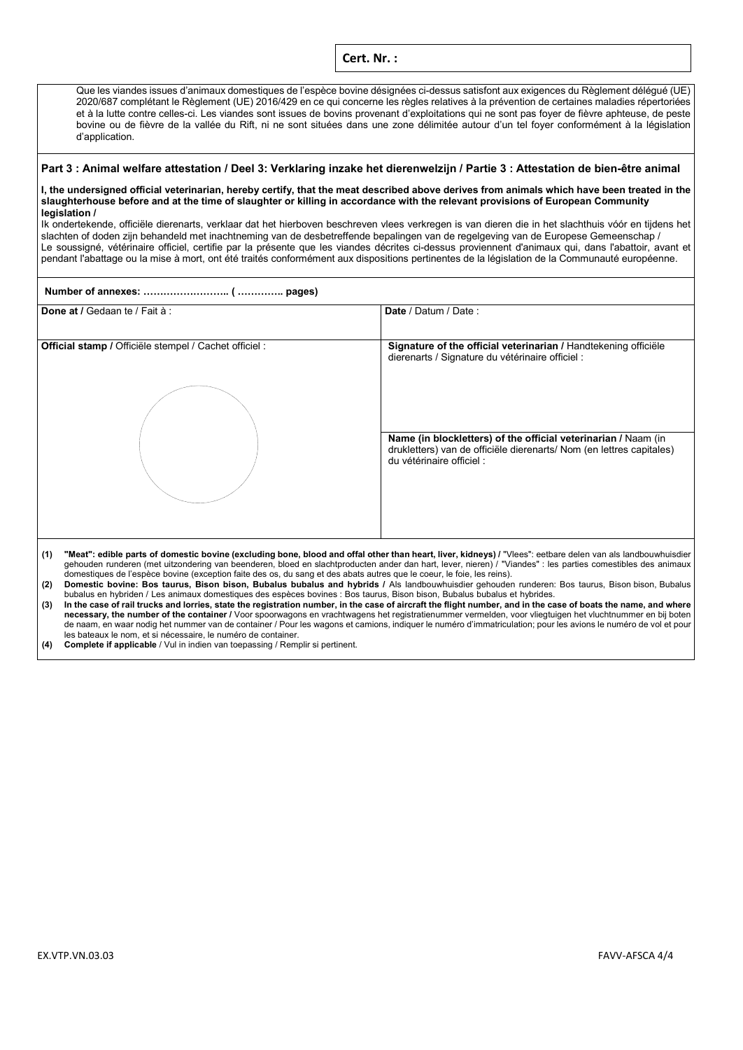**Cert. Nr. :**

Que les viandes issues d'animaux domestiques de l'espèce bovine désignées ci-dessus satisfont aux exigences du Règlement délégué (UE) 2020/687 complétant le Règlement (UE) 2016/429 en ce qui concerne les règles relatives à la prévention de certaines maladies répertoriées et à la lutte contre celles-ci. Les viandes sont issues de bovins provenant d'exploitations qui ne sont pas foyer de fièvre aphteuse, de peste bovine ou de fièvre de la vallée du Rift, ni ne sont situées dans une zone délimitée autour d'un tel foyer conformément à la législation d'application.

**Part 3 : Animal welfare attestation / Deel 3: Verklaring inzake het dierenwelzijn / Partie 3 : Attestation de bien-être animal**

**I, the undersigned official veterinarian, hereby certify, that the meat described above derives from animals which have been treated in the slaughterhouse before and at the time of slaughter or killing in accordance with the relevant provisions of European Community legislation /**
Ik ondertekende, officiële dierenarts, verklaar dat het hierboven beschreven vlees verkregen is van dieren die in het slachthuis vóór en tijdens het slachten of doden zijn behandeld met inachtneming van de desbetreffende bepalingen van de regelgeving van de Europese Gemeenschap /
Le soussigné, vétérinaire officiel, certifie par la présente que les viandes décrites ci-dessus proviennent d'animaux qui, dans l'abattoir, avant et pendant l'abattage ou la mise à mort, ont été traités conformément aux dispositions pertinentes de la législation de la Communauté européenne.

**Number of annexes: …………………….. ( ………….. pages)**

| | |
|---|---|
| **Done at /** Gedaan te / Fait à : | **Date** / Datum / Date : |
| **Official stamp /** Officiële stempel / Cachet officiel : | **Signature of the official veterinarian /** Handtekening officiële dierenarts / Signature du vétérinaire officiel : |
| | **Name (in blockletters) of the official veterinarian /** Naam (in drukletters) van de officiële dierenarts/ Nom (en lettres capitales) du vétérinaire officiel : |

**(1)** **"Meat": edible parts of domestic bovine (excluding bone, blood and offal other than heart, liver, kidneys) /** "Vlees": eetbare delen van als landbouwhuisdier gehouden runderen (met uitzondering van beenderen, bloed en slachtproducten ander dan hart, lever, nieren) / "Viandes" : les parties comestibles des animaux domestiques de l'espèce bovine (exception faite des os, du sang et des abats autres que le coeur, le foie, les reins).

**(2)** **Domestic bovine: Bos taurus, Bison bison, Bubalus bubalus and hybrids /** Als landbouwhuisdier gehouden runderen: Bos taurus, Bison bison, Bubalus bubalus en hybriden / Les animaux domestiques des espèces bovines : Bos taurus, Bison bison, Bubalus bubalus et hybrides.

**(3)** **In the case of rail trucks and lorries, state the registration number, in the case of aircraft the flight number, and in the case of boats the name, and where necessary, the number of the container /** Voor spoorwagons en vrachtwagens het registratienummer vermelden, voor vliegtuigen het vluchtnummer en bij boten de naam, en waar nodig het nummer van de container / Pour les wagons et camions, indiquer le numéro d'immatriculation; pour les avions le numéro de vol et pour les bateaux le nom, et si nécessaire, le numéro de container.

**(4)** **Complete if applicable** / Vul in indien van toepassing / Remplir si pertinent.

EX.VTP.VN.03.03